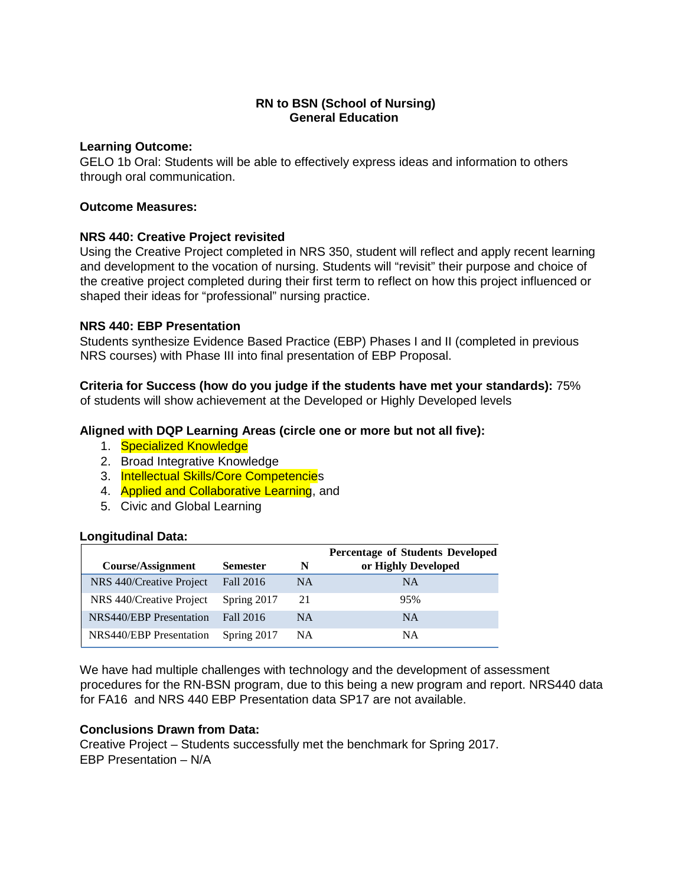# RN to BSN (School of Nursing)
## General Education

**Learning Outcome:**
GELO 1b Oral: Students will be able to effectively express ideas and information to others through oral communication.

**Outcome Measures:**

**NRS 440: Creative Project revisited**
Using the Creative Project completed in NRS 350, student will reflect and apply recent learning and development to the vocation of nursing. Students will "revisit" their purpose and choice of the creative project completed during their first term to reflect on how this project influenced or shaped their ideas for "professional" nursing practice.

**NRS 440: EBP Presentation**
Students synthesize Evidence Based Practice (EBP) Phases I and II (completed in previous NRS courses) with Phase III into final presentation of EBP Proposal.

**Criteria for Success (how do you judge if the students have met your standards):** 75% of students will show achievement at the Developed or Highly Developed levels

**Aligned with DQP Learning Areas (circle one or more but not all five):**

1. Specialized Knowledge
2. Broad Integrative Knowledge
3. Intellectual Skills/Core Competencies
4. Applied and Collaborative Learning, and
5. Civic and Global Learning

**Longitudinal Data:**

| Course/Assignment | Semester | N | Percentage of Students Developed or Highly Developed |
|---|---|---|---|
| NRS 440/Creative Project | Fall 2016 | NA | NA |
| NRS 440/Creative Project | Spring 2017 | 21 | 95% |
| NRS440/EBP Presentation | Fall 2016 | NA | NA |
| NRS440/EBP Presentation | Spring 2017 | NA | NA |

We have had multiple challenges with technology and the development of assessment procedures for the RN-BSN program, due to this being a new program and report. NRS440 data for FA16 and NRS 440 EBP Presentation data SP17 are not available.

**Conclusions Drawn from Data:**
Creative Project – Students successfully met the benchmark for Spring 2017.
EBP Presentation – N/A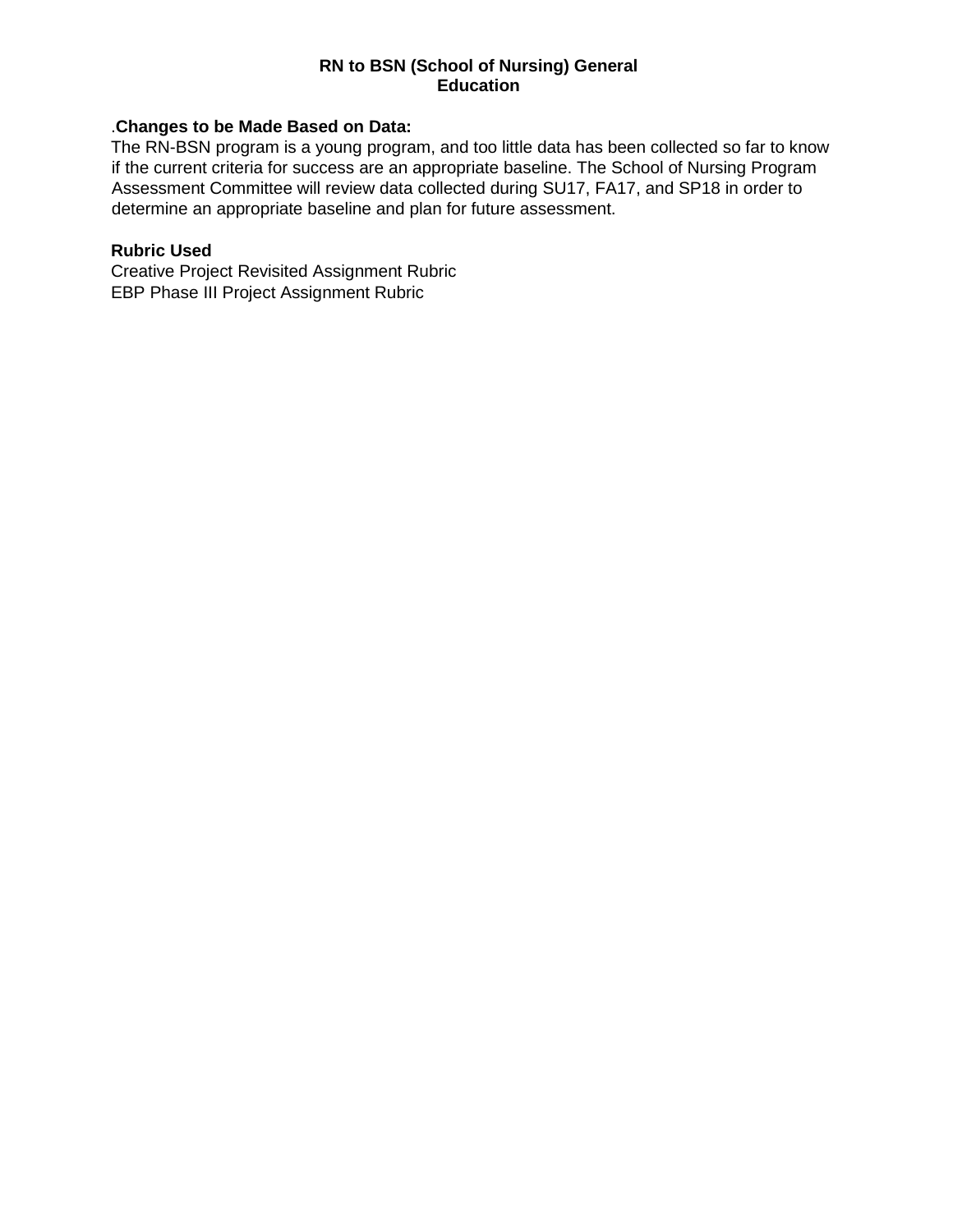**RN to BSN (School of Nursing) General Education**

.**Changes to be Made Based on Data:**
The RN-BSN program is a young program, and too little data has been collected so far to know if the current criteria for success are an appropriate baseline. The School of Nursing Program Assessment Committee will review data collected during SU17, FA17, and SP18 in order to determine an appropriate baseline and plan for future assessment.

**Rubric Used**
Creative Project Revisited Assignment Rubric
EBP Phase III Project Assignment Rubric